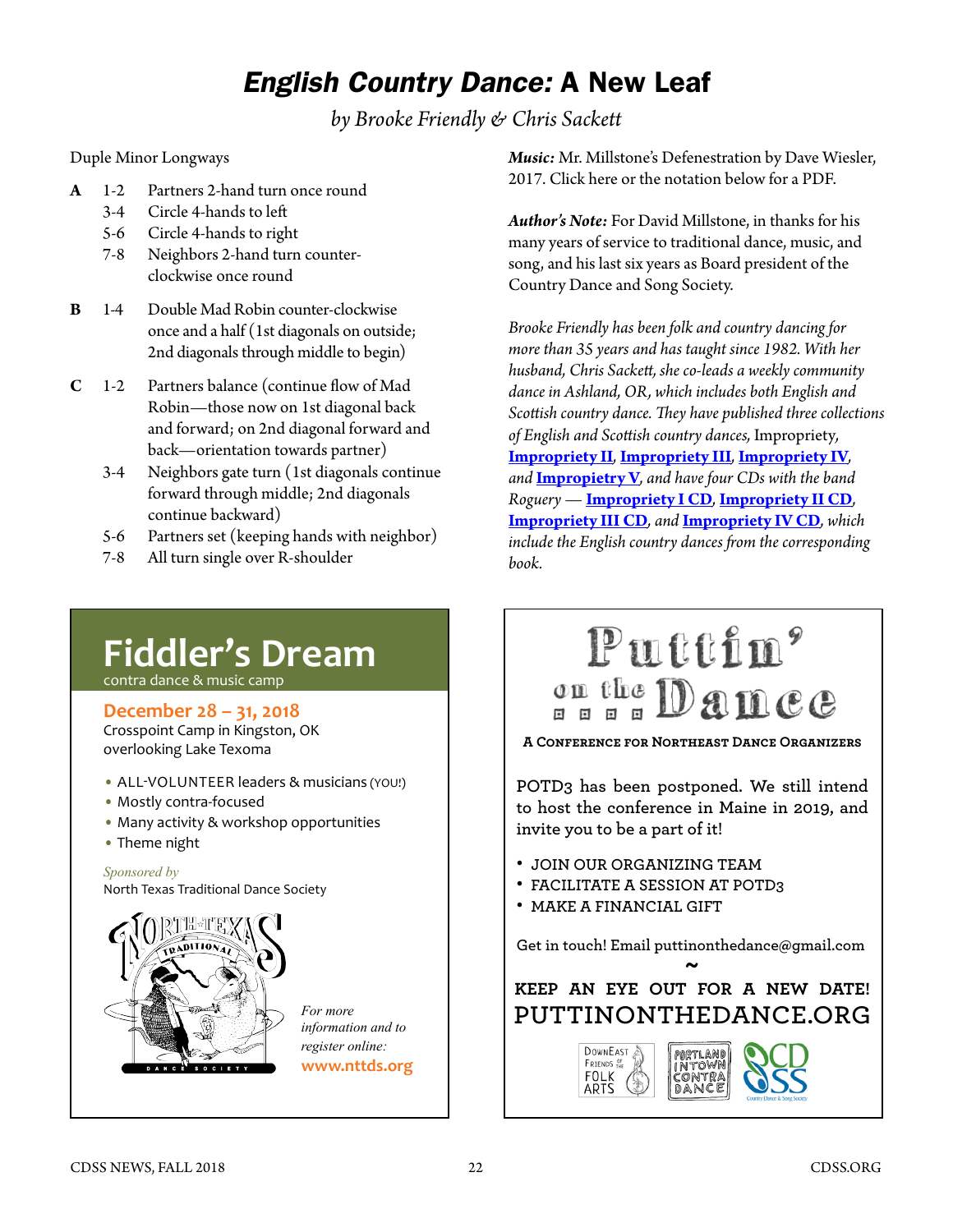# *English Country Dance:* A New Leaf

*by Brooke Friendly & Chris Sackett*

Duple Minor Longways

**A** 1-2 Partners 2-hand turn once round
3-4 Circle 4-hands to left
5-6 Circle 4-hands to right
7-8 Neighbors 2-hand turn counter-clockwise once round

**B** 1-4 Double Mad Robin counter-clockwise once and a half (1st diagonals on outside; 2nd diagonals through middle to begin)

**C** 1-2 Partners balance (continue flow of Mad Robin—those now on 1st diagonal back and forward; on 2nd diagonal forward and back—orientation towards partner)
3-4 Neighbors gate turn (1st diagonals continue forward through middle; 2nd diagonals continue backward)
5-6 Partners set (keeping hands with neighbor)
7-8 All turn single over R-shoulder

***Music:*** Mr. Millstone's Defenestration by Dave Wiesler, 2017. Click here or the notation below for a PDF.

***Author's Note:*** For David Millstone, in thanks for his many years of service to traditional dance, music, and song, and his last six years as Board president of the Country Dance and Song Society.

*Brooke Friendly has been folk and country dancing for more than 35 years and has taught since 1982. With her husband, Chris Sackett, she co-leads a weekly community dance in Ashland, OR, which includes both English and Scottish country dance. They have published three collections of English and Scottish country dances,* Impropriety, **Impropriety II**, **Impropriety III**, **Impropriety IV**, *and* **Impropriety V**, *and have four CDs with the band Roguery —* **Impropriety I CD**, **Impropriety II CD**, **Impropriety III CD**, *and* **Impropriety IV CD**, *which include the English country dances from the corresponding book.*

---

## Fiddler's Dream
contra dance & music camp

**December 28 – 31, 2018**
Crosspoint Camp in Kingston, OK
overlooking Lake Texoma

- ALL-VOLUNTEER leaders & musicians (YOU!)
- Mostly contra-focused
- Many activity & workshop opportunities
- Theme night

*Sponsored by*
North Texas Traditional Dance Society

*For more information and to register online:*
**www.nttds.org**

---

## Puttin' on the Dance

**A Conference for Northeast Dance Organizers**

POTD3 has been postponed. We still intend to host the conference in Maine in 2019, and invite you to be a part of it!

- JOIN OUR ORGANIZING TEAM
- FACILITATE A SESSION AT POTD3
- MAKE A FINANCIAL GIFT

Get in touch! Email puttinonthedance@gmail.com

~

**KEEP AN EYE OUT FOR A NEW DATE!**
PUTTINONTHEDANCE.ORG

DownEast Friends of the Folk Arts · Portland Intown Contra Dance · CDSS Country Dance & Song Society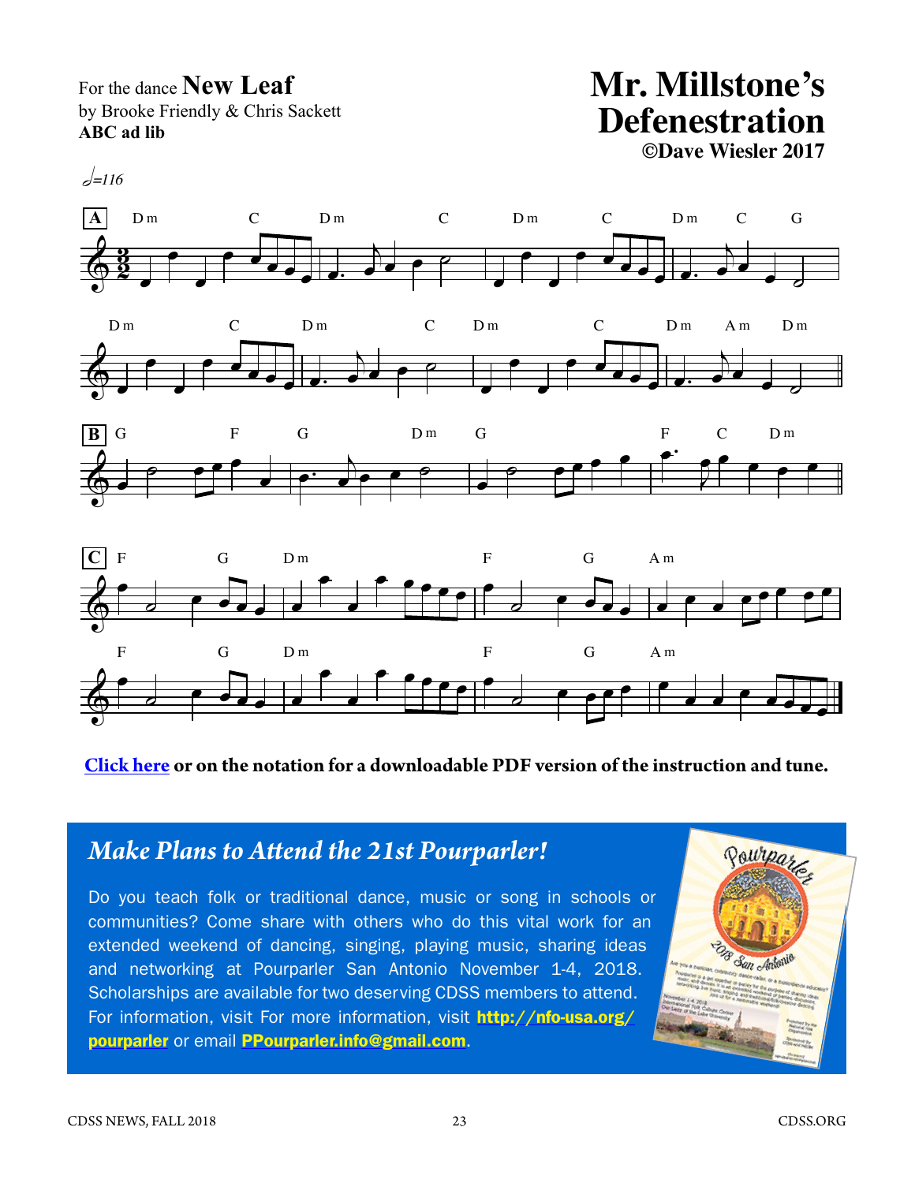For the dance **New Leaf**
by Brooke Friendly & Chris Sackett
**ABC ad lib**

# Mr. Millstone's Defenestration

**©Dave Wiesler 2017**

**[Click here](#)** **or on the notation for a downloadable PDF version of the instruction and tune.**

## *Make Plans to Attend the 21st Pourparler!*

Do you teach folk or traditional dance, music or song in schools or communities? Come share with others who do this vital work for an extended weekend of dancing, singing, playing music, sharing ideas and networking at Pourparler San Antonio November 1-4, 2018. Scholarships are available for two deserving CDSS members to attend. For information, visit For more information, visit **http://nfo-usa.org/pourparler** or email **PPourparler.info@gmail.com**.